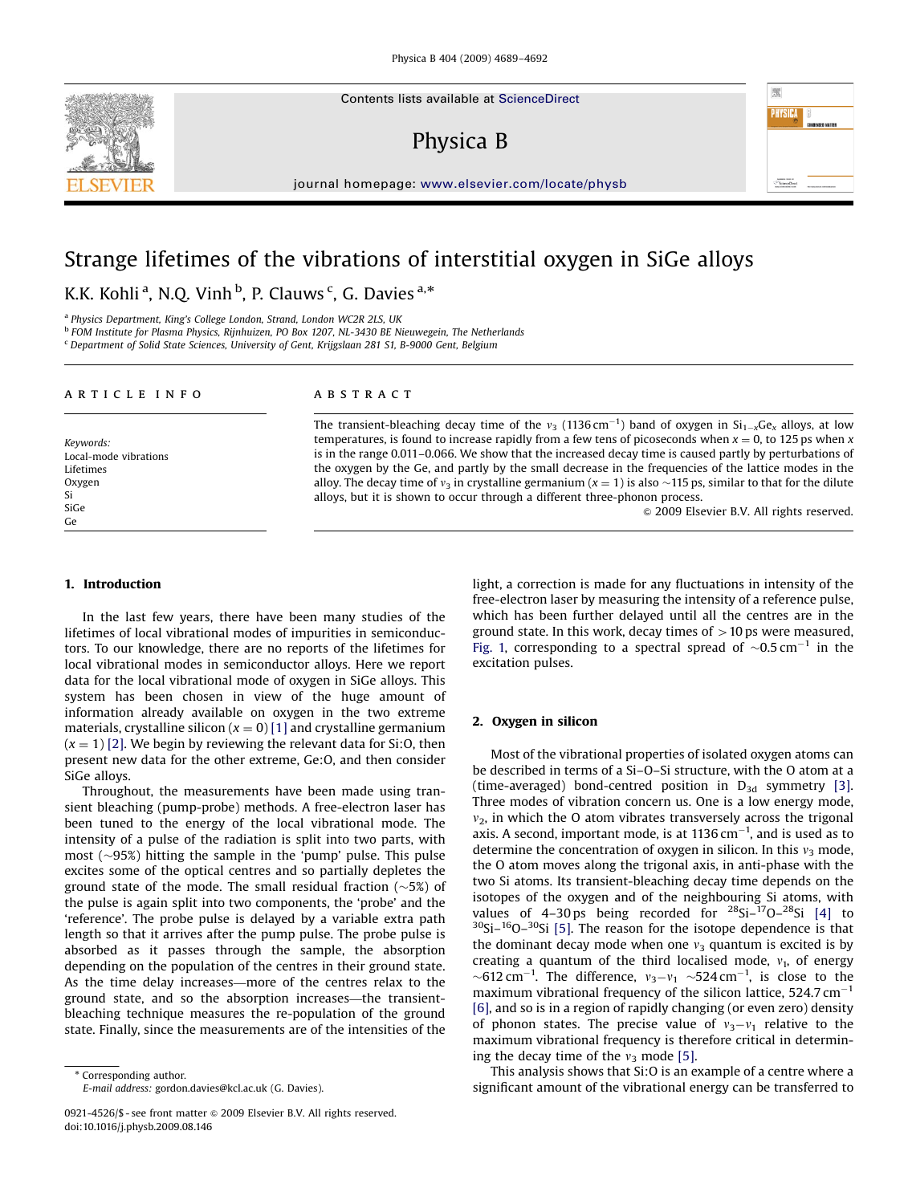# Strange lifetimes of the vibrations of interstitial oxygen in SiGe alloys

K.K. Kohli [a], N.Q. Vinh [b], P. Clauws [c], G. Davies [a,*]

[a] Physics Department, King's College London, Strand, London WC2R 2LS, UK
[b] FOM Institute for Plasma Physics, Rijnhuizen, PO Box 1207, NL-3430 BE Nieuwegein, The Netherlands
[c] Department of Solid State Sciences, University of Gent, Krijgslaan 281 S1, B-9000 Gent, Belgium

## ARTICLE INFO

*Keywords:*
Local-mode vibrations
Lifetimes
Oxygen
Si
SiGe
Ge

## ABSTRACT

The transient-bleaching decay time of the $\nu_3$ (1136 cm$^{-1}$) band of oxygen in $Si_{1-x}Ge_x$ alloys, at low temperatures, is found to increase rapidly from a few tens of picoseconds when $x = 0$, to 125 ps when $x$ is in the range 0.011–0.066. We show that the increased decay time is caused partly by perturbations of the oxygen by the Ge, and partly by the small decrease in the frequencies of the lattice modes in the alloy. The decay time of $\nu_3$ in crystalline germanium ($x = 1$) is also ~115 ps, similar to that for the dilute alloys, but it is shown to occur through a different three-phonon process.

© 2009 Elsevier B.V. All rights reserved.

## 1. Introduction

In the last few years, there have been many studies of the lifetimes of local vibrational modes of impurities in semiconductors. To our knowledge, there are no reports of the lifetimes for local vibrational modes in semiconductor alloys. Here we report data for the local vibrational mode of oxygen in SiGe alloys. This system has been chosen in view of the huge amount of information already available on oxygen in the two extreme materials, crystalline silicon ($x = 0$) [1] and crystalline germanium ($x = 1$) [2]. We begin by reviewing the relevant data for Si:O, then present new data for the other extreme, Ge:O, and then consider SiGe alloys.

Throughout, the measurements have been made using transient bleaching (pump-probe) methods. A free-electron laser has been tuned to the energy of the local vibrational mode. The intensity of a pulse of the radiation is split into two parts, with most (~95%) hitting the sample in the 'pump' pulse. This pulse excites some of the optical centres and so partially depletes the ground state of the mode. The small residual fraction (~5%) of the pulse is again split into two components, the 'probe' and the 'reference'. The probe pulse is delayed by a variable extra path length so that it arrives after the pump pulse. The probe pulse is absorbed as it passes through the sample, the absorption depending on the population of the centres in their ground state. As the time delay increases—more of the centres relax to the ground state, and so the absorption increases—the transient-bleaching technique measures the re-population of the ground state. Finally, since the measurements are of the intensities of the light, a correction is made for any fluctuations in intensity of the free-electron laser by measuring the intensity of a reference pulse, which has been further delayed until all the centres are in the ground state. In this work, decay times of >10 ps were measured, Fig. 1, corresponding to a spectral spread of ~0.5 cm$^{-1}$ in the excitation pulses.

## 2. Oxygen in silicon

Most of the vibrational properties of isolated oxygen atoms can be described in terms of a Si–O–Si structure, with the O atom at a (time-averaged) bond-centred position in $D_{3d}$ symmetry [3]. Three modes of vibration concern us. One is a low energy mode, $\nu_2$, in which the O atom vibrates transversely across the trigonal axis. A second, important mode, is at 1136 cm$^{-1}$, and is used as to determine the concentration of oxygen in silicon. In this $\nu_3$ mode, the O atom moves along the trigonal axis, in anti-phase with the two Si atoms. Its transient-bleaching decay time depends on the isotopes of the oxygen and of the neighbouring Si atoms, with values of 4–30 ps being recorded for $^{28}Si–^{17}O–^{28}Si$ [4] to $^{30}Si–^{16}O–^{30}Si$ [5]. The reason for the isotope dependence is that the dominant decay mode when one $\nu_3$ quantum is excited is by creating a quantum of the third localised mode, $\nu_1$, of energy ~612 cm$^{-1}$. The difference, $\nu_3-\nu_1$ ~524 cm$^{-1}$, is close to the maximum vibrational frequency of the silicon lattice, 524.7 cm$^{-1}$ [6], and so is in a region of rapidly changing (or even zero) density of phonon states. The precise value of $\nu_3-\nu_1$ relative to the maximum vibrational frequency is therefore critical in determining the decay time of the $\nu_3$ mode [5].

This analysis shows that Si:O is an example of a centre where a significant amount of the vibrational energy can be transferred to

* Corresponding author.
*E-mail address:* gordon.davies@kcl.ac.uk (G. Davies).

0921-4526/$ - see front matter © 2009 Elsevier B.V. All rights reserved.
doi:10.1016/j.physb.2009.08.146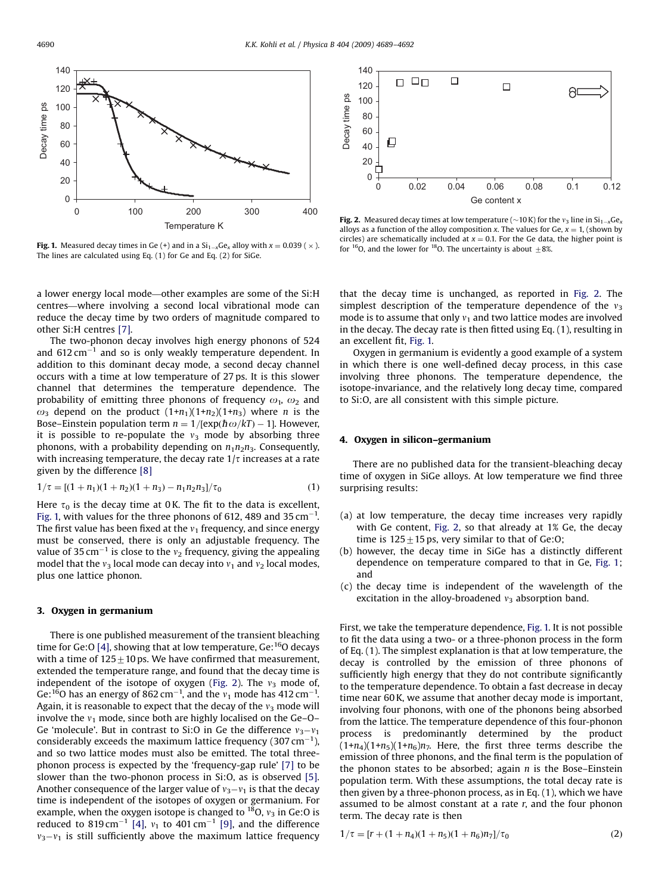**Fig. 1.** Measured decay times in Ge (+) and in a $Si_{1-x}Ge_x$ alloy with $x = 0.039$ (×). The lines are calculated using Eq. (1) for Ge and Eq. (2) for SiGe.

**Fig. 2.** Measured decay times at low temperature (~10 K) for the $v_3$ line in $Si_{1-x}Ge_x$ alloys as a function of the alloy composition $x$. The values for Ge, $x = 1$, (shown by circles) are schematically included at $x = 0.1$. For the Ge data, the higher point is for $^{16}O$, and the lower for $^{18}O$. The uncertainty is about ±8%.

a lower energy local mode—other examples are some of the Si:H centres—where involving a second local vibrational mode can reduce the decay time by two orders of magnitude compared to other Si:H centres [7].

The two-phonon decay involves high energy phonons of 524 and 612 $cm^{-1}$ and so is only weakly temperature dependent. In addition to this dominant decay mode, a second decay channel occurs with a time at low temperature of 27 ps. It is this slower channel that determines the temperature dependence. The probability of emitting three phonons of frequency $\omega_1$, $\omega_2$ and $\omega_3$ depend on the product $(1+n_1)(1+n_2)(1+n_3)$ where $n$ is the Bose–Einstein population term $n = 1/[\exp(\hbar\omega/kT) - 1]$. However, it is possible to re-populate the $v_3$ mode by absorbing three phonons, with a probability depending on $n_1n_2n_3$. Consequently, with increasing temperature, the decay rate $1/\tau$ increases at a rate given by the difference [8]

$$1/\tau = [(1+n_1)(1+n_2)(1+n_3) - n_1n_2n_3]/\tau_0 \tag{1}$$

Here $\tau_0$ is the decay time at 0 K. The fit to the data is excellent, Fig. 1, with values for the three phonons of 612, 489 and 35 $cm^{-1}$. The first value has been fixed at the $v_1$ frequency, and since energy must be conserved, there is only an adjustable frequency. The value of 35 $cm^{-1}$ is close to the $v_2$ frequency, giving the appealing model that the $v_3$ local mode can decay into $v_1$ and $v_2$ local modes, plus one lattice phonon.

## 3. Oxygen in germanium

There is one published measurement of the transient bleaching time for Ge:O [4], showing that at low temperature, Ge:$^{16}$O decays with a time of 125±10 ps. We have confirmed that measurement, extended the temperature range, and found that the decay time is independent of the isotope of oxygen (Fig. 2). The $v_3$ mode of, Ge:$^{16}$O has an energy of 862 $cm^{-1}$, and the $v_1$ mode has 412 $cm^{-1}$. Again, it is reasonable to expect that the decay of the $v_3$ mode will involve the $v_1$ mode, since both are highly localised on the Ge–O–Ge 'molecule'. But in contrast to Si:O in Ge the difference $v_3 - v_1$ considerably exceeds the maximum lattice frequency (307 $cm^{-1}$), and so two lattice modes must also be emitted. The total three-phonon process is expected by the 'frequency-gap rule' [7] to be slower than the two-phonon process in Si:O, as is observed [5]. Another consequence of the larger value of $v_3 - v_1$ is that the decay time is independent of the isotopes of oxygen or germanium. For example, when the oxygen isotope is changed to $^{18}$O, $v_3$ in Ge:O is reduced to 819 $cm^{-1}$ [4], $v_1$ to 401 $cm^{-1}$ [9], and the difference $v_3 - v_1$ is still sufficiently above the maximum lattice frequency that the decay time is unchanged, as reported in Fig. 2. The simplest description of the temperature dependence of the $v_3$ mode is to assume that only $v_1$ and two lattice modes are involved in the decay. The decay rate is then fitted using Eq. (1), resulting in an excellent fit, Fig. 1.

Oxygen in germanium is evidently a good example of a system in which there is one well-defined decay process, in this case involving three phonons. The temperature dependence, the isotope-invariance, and the relatively long decay time, compared to Si:O, are all consistent with this simple picture.

## 4. Oxygen in silicon–germanium

There are no published data for the transient-bleaching decay time of oxygen in SiGe alloys. At low temperature we find three surprising results:

(a) at low temperature, the decay time increases very rapidly with Ge content, Fig. 2, so that already at 1% Ge, the decay time is 125±15 ps, very similar to that of Ge:O;
(b) however, the decay time in SiGe has a distinctly different dependence on temperature compared to that in Ge, Fig. 1; and
(c) the decay time is independent of the wavelength of the excitation in the alloy-broadened $v_3$ absorption band.

First, we take the temperature dependence, Fig. 1. It is not possible to fit the data using a two- or a three-phonon process in the form of Eq. (1). The simplest explanation is that at low temperature, the decay is controlled by the emission of three phonons of sufficiently high energy that they do not contribute significantly to the temperature dependence. To obtain a fast decrease in decay time near 60 K, we assume that another decay mode is important, involving four phonons, with one of the phonons being absorbed from the lattice. The temperature dependence of this four-phonon process is predominantly determined by the product $(1+n_4)(1+n_5)(1+n_6)n_7$. Here, the first three terms describe the emission of three phonons, and the final term is the population of the phonon states to be absorbed; again $n$ is the Bose–Einstein population term. With these assumptions, the total decay rate is then given by a three-phonon process, as in Eq. (1), which we have assumed to be almost constant at a rate $r$, and the four phonon term. The decay rate is then

$$1/\tau = [r + (1+n_4)(1+n_5)(1+n_6)n_7]/\tau_0 \tag{2}$$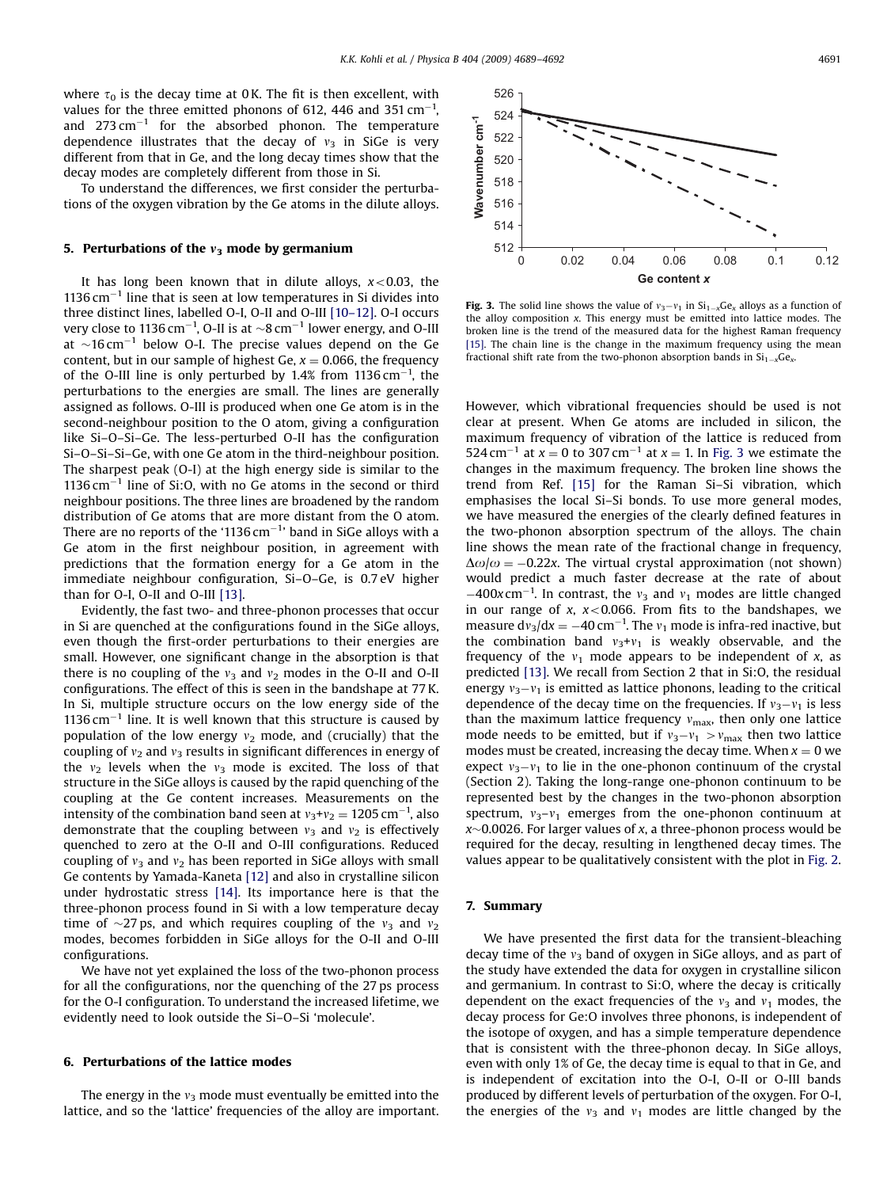where $\tau_0$ is the decay time at 0 K. The fit is then excellent, with values for the three emitted phonons of 612, 446 and 351 $cm^{-1}$, and 273 $cm^{-1}$ for the absorbed phonon. The temperature dependence illustrates that the decay of $v_3$ in SiGe is very different from that in Ge, and the long decay times show that the decay modes are completely different from those in Si.

To understand the differences, we first consider the perturbations of the oxygen vibration by the Ge atoms in the dilute alloys.

## 5. Perturbations of the $v_3$ mode by germanium

It has long been known that in dilute alloys, $x<0.03$, the 1136 $cm^{-1}$ line that is seen at low temperatures in Si divides into three distinct lines, labelled O-I, O-II and O-III [10–12]. O-I occurs very close to 1136 $cm^{-1}$, O-II is at $\sim$8 $cm^{-1}$ lower energy, and O-III at $\sim$16 $cm^{-1}$ below O-I. The precise values depend on the Ge content, but in our sample of highest Ge, $x=0.066$, the frequency of the O-III line is only perturbed by 1.4% from 1136 $cm^{-1}$, the perturbations to the energies are small. The lines are generally assigned as follows. O-III is produced when one Ge atom is in the second-neighbour position to the O atom, giving a configuration like Si–O–Si–Ge. The less-perturbed O-II has the configuration Si–O–Si–Si–Ge, with one Ge atom in the third-neighbour position. The sharpest peak (O-I) at the high energy side is similar to the 1136 $cm^{-1}$ line of Si:O, with no Ge atoms in the second or third neighbour positions. The three lines are broadened by the random distribution of Ge atoms that are more distant from the O atom. There are no reports of the '1136 $cm^{-1}$' band in SiGe alloys with a Ge atom in the first neighbour position, in agreement with predictions that the formation energy for a Ge atom in the immediate neighbour configuration, Si–O–Ge, is 0.7 eV higher than for O-I, O-II and O-III [13].

Evidently, the fast two- and three-phonon processes that occur in Si are quenched at the configurations found in the SiGe alloys, even though the first-order perturbations to their energies are small. However, one significant change in the absorption is that there is no coupling of the $v_3$ and $v_2$ modes in the O-II and O-III configurations. The effect of this is seen in the bandshape at 77 K. In Si, multiple structure occurs on the low energy side of the 1136 $cm^{-1}$ line. It is well known that this structure is caused by population of the low energy $v_2$ mode, and (crucially) that the coupling of $v_2$ and $v_3$ results in significant differences in energy of the $v_2$ levels when the $v_3$ mode is excited. The loss of that structure in the SiGe alloys is caused by the rapid quenching of the coupling at the Ge content increases. Measurements on the intensity of the combination band seen at $v_3+v_2=1205$ $cm^{-1}$, also demonstrate that the coupling between $v_3$ and $v_2$ is effectively quenched to zero at the O-II and O-III configurations. Reduced coupling of $v_3$ and $v_2$ has been reported in SiGe alloys with small Ge contents by Yamada-Kaneta [12] and also in crystalline silicon under hydrostatic stress [14]. Its importance here is that the three-phonon process found in Si with a low temperature decay time of $\sim$27 ps, and which requires coupling of the $v_3$ and $v_2$ modes, becomes forbidden in SiGe alloys for the O-II and O-III configurations.

We have not yet explained the loss of the two-phonon process for all the configurations, nor the quenching of the 27 ps process for the O-I configuration. To understand the increased lifetime, we evidently need to look outside the Si–O–Si 'molecule'.

## 6. Perturbations of the lattice modes

The energy in the $v_3$ mode must eventually be emitted into the lattice, and so the 'lattice' frequencies of the alloy are important.

Fig. 3. The solid line shows the value of $v_3-v_1$ in $Si_{1-x}Ge_x$ alloys as a function of the alloy composition $x$. This energy must be emitted into lattice modes. The broken line is the trend of the measured data for the highest Raman frequency [15]. The chain line is the change in the maximum frequency using the mean fractional shift rate from the two-phonon absorption bands in $Si_{1-x}Ge_x$.

However, which vibrational frequencies should be used is not clear at present. When Ge atoms are included in silicon, the maximum frequency of vibration of the lattice is reduced from 524 $cm^{-1}$ at $x=0$ to 307 $cm^{-1}$ at $x=1$. In Fig. 3 we estimate the changes in the maximum frequency. The broken line shows the trend from Ref. [15] for the Raman Si–Si vibration, which emphasises the local Si–Si bonds. To use more general modes, we have measured the energies of the clearly defined features in the two-phonon absorption spectrum of the alloys. The chain line shows the mean rate of the fractional change in frequency, $\Delta\omega/\omega=-0.22x$. The virtual crystal approximation (not shown) would predict a much faster decrease at the rate of about $-400x$ $cm^{-1}$. In contrast, the $v_3$ and $v_1$ modes are little changed in our range of $x$, $x<0.066$. From fits to the bandshapes, we measure $dv_3/dx=-40$ $cm^{-1}$. The $v_1$ mode is infra-red inactive, but the combination band $v_3+v_1$ is weakly observable, and the frequency of the $v_1$ mode appears to be independent of $x$, as predicted [13]. We recall from Section 2 that in Si:O, the residual energy $v_3-v_1$ is emitted as lattice phonons, leading to the critical dependence of the decay time on the frequencies. If $v_3-v_1$ is less than the maximum lattice frequency $v_{max}$, then only one lattice mode needs to be emitted, but if $v_3-v_1>v_{max}$ then two lattice modes must be created, increasing the decay time. When $x=0$ we expect $v_3-v_1$ to lie in the one-phonon continuum of the crystal (Section 2). Taking the long-range one-phonon continuum to be represented best by the changes in the two-phonon absorption spectrum, $v_3-v_1$ emerges from the one-phonon continuum at $x\sim0.0026$. For larger values of $x$, a three-phonon process would be required for the decay, resulting in lengthened decay times. The values appear to be qualitatively consistent with the plot in Fig. 2.

## 7. Summary

We have presented the first data for the transient-bleaching decay time of the $v_3$ band of oxygen in SiGe alloys, and as part of the study have extended the data for oxygen in crystalline silicon and germanium. In contrast to Si:O, where the decay is critically dependent on the exact frequencies of the $v_3$ and $v_1$ modes, the decay process for Ge:O involves three phonons, is independent of the isotope of oxygen, and has a simple temperature dependence that is consistent with the three-phonon decay. In SiGe alloys, even with only 1% of Ge, the decay time is equal to that in Ge, and is independent of excitation into the O-I, O-II or O-III bands produced by different levels of perturbation of the oxygen. For O-I, the energies of the $v_3$ and $v_1$ modes are little changed by the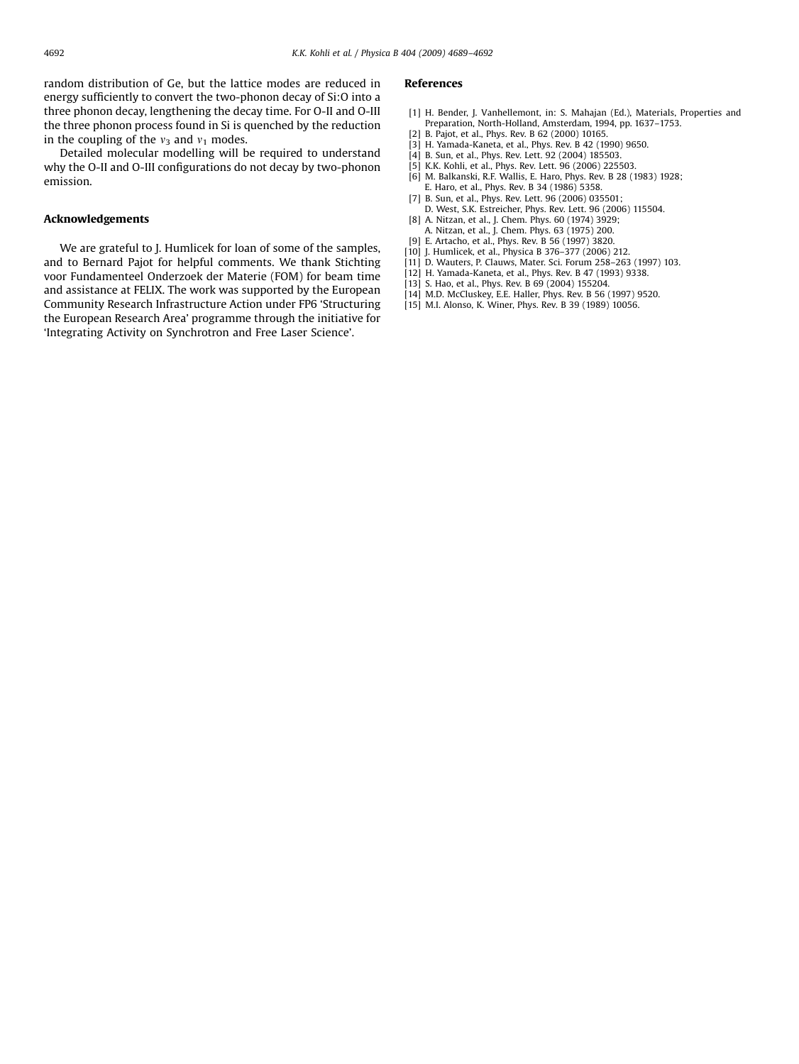random distribution of Ge, but the lattice modes are reduced in energy sufficiently to convert the two-phonon decay of Si:O into a three phonon decay, lengthening the decay time. For O-II and O-III the three phonon process found in Si is quenched by the reduction in the coupling of the $v_3$ and $v_1$ modes.

Detailed molecular modelling will be required to understand why the O-II and O-III configurations do not decay by two-phonon emission.

## Acknowledgements

We are grateful to J. Humlicek for loan of some of the samples, and to Bernard Pajot for helpful comments. We thank Stichting voor Fundamenteel Onderzoek der Materie (FOM) for beam time and assistance at FELIX. The work was supported by the European Community Research Infrastructure Action under FP6 'Structuring the European Research Area' programme through the initiative for 'Integrating Activity on Synchrotron and Free Laser Science'.

## References

[1] H. Bender, J. Vanhellemont, in: S. Mahajan (Ed.), Materials, Properties and Preparation, North-Holland, Amsterdam, 1994, pp. 1637–1753.
[2] B. Pajot, et al., Phys. Rev. B 62 (2000) 10165.
[3] H. Yamada-Kaneta, et al., Phys. Rev. B 42 (1990) 9650.
[4] B. Sun, et al., Phys. Rev. Lett. 92 (2004) 185503.
[5] K.K. Kohli, et al., Phys. Rev. Lett. 96 (2006) 225503.
[6] M. Balkanski, R.F. Wallis, E. Haro, Phys. Rev. B 28 (1983) 1928; E. Haro, et al., Phys. Rev. B 34 (1986) 5358.
[7] B. Sun, et al., Phys. Rev. Lett. 96 (2006) 035501; D. West, S.K. Estreicher, Phys. Rev. Lett. 96 (2006) 115504.
[8] A. Nitzan, et al., J. Chem. Phys. 60 (1974) 3929; A. Nitzan, et al., J. Chem. Phys. 63 (1975) 200.
[9] E. Artacho, et al., Phys. Rev. B 56 (1997) 3820.
[10] J. Humlicek, et al., Physica B 376–377 (2006) 212.
[11] D. Wauters, P. Clauws, Mater. Sci. Forum 258–263 (1997) 103.
[12] H. Yamada-Kaneta, et al., Phys. Rev. B 47 (1993) 9338.
[13] S. Hao, et al., Phys. Rev. B 69 (2004) 155204.
[14] M.D. McCluskey, E.E. Haller, Phys. Rev. B 56 (1997) 9520.
[15] M.I. Alonso, K. Winer, Phys. Rev. B 39 (1989) 10056.